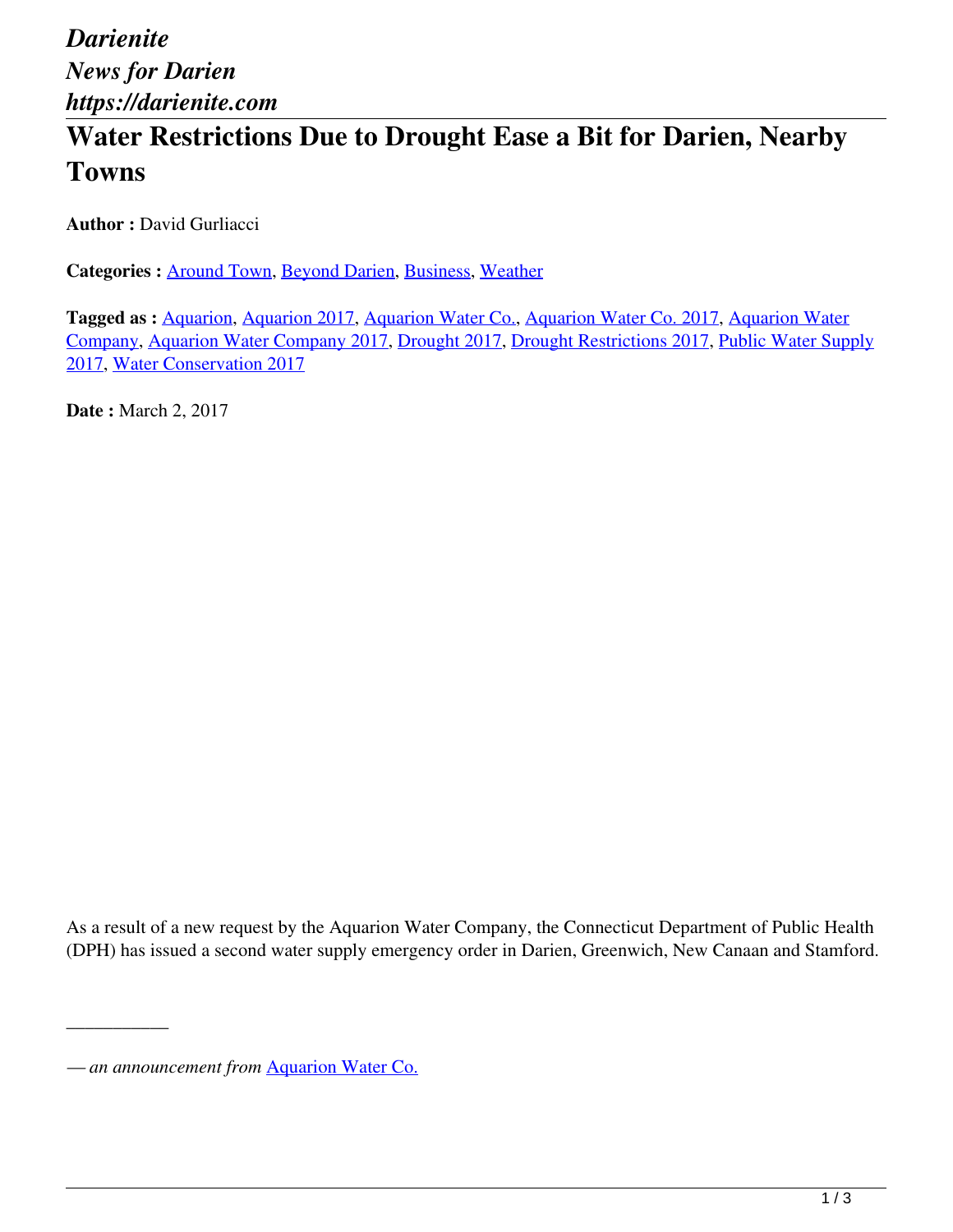*Darienite*
*News for Darien*
*https://darienite.com*

# Water Restrictions Due to Drought Ease a Bit for Darien, Nearby Towns

**Author :** David Gurliacci

**Categories :** Around Town, Beyond Darien, Business, Weather

**Tagged as :** Aquarion, Aquarion 2017, Aquarion Water Co., Aquarion Water Co. 2017, Aquarion Water Company, Aquarion Water Company 2017, Drought 2017, Drought Restrictions 2017, Public Water Supply 2017, Water Conservation 2017

**Date :** March 2, 2017

As a result of a new request by the Aquarion Water Company, the Connecticut Department of Public Health (DPH) has issued a second water supply emergency order in Darien, Greenwich, New Canaan and Stamford.

---

*— an announcement from* Aquarion Water Co.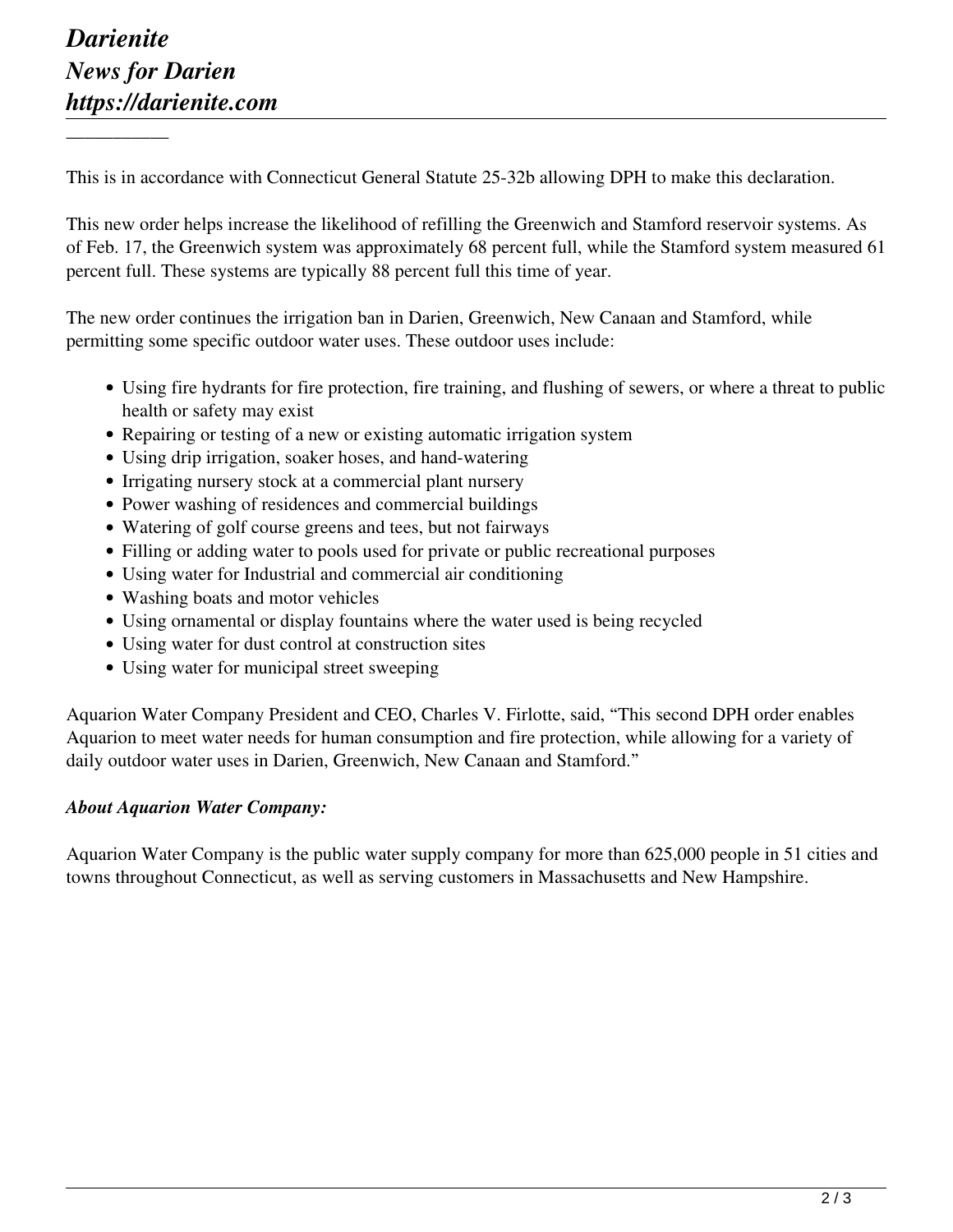This is in accordance with Connecticut General Statute 25-32b allowing DPH to make this declaration.

This new order helps increase the likelihood of refilling the Greenwich and Stamford reservoir systems. As of Feb. 17, the Greenwich system was approximately 68 percent full, while the Stamford system measured 61 percent full. These systems are typically 88 percent full this time of year.

The new order continues the irrigation ban in Darien, Greenwich, New Canaan and Stamford, while permitting some specific outdoor water uses. These outdoor uses include:

- Using fire hydrants for fire protection, fire training, and flushing of sewers, or where a threat to public health or safety may exist
- Repairing or testing of a new or existing automatic irrigation system
- Using drip irrigation, soaker hoses, and hand-watering
- Irrigating nursery stock at a commercial plant nursery
- Power washing of residences and commercial buildings
- Watering of golf course greens and tees, but not fairways
- Filling or adding water to pools used for private or public recreational purposes
- Using water for Industrial and commercial air conditioning
- Washing boats and motor vehicles
- Using ornamental or display fountains where the water used is being recycled
- Using water for dust control at construction sites
- Using water for municipal street sweeping

Aquarion Water Company President and CEO, Charles V. Firlotte, said, "This second DPH order enables Aquarion to meet water needs for human consumption and fire protection, while allowing for a variety of daily outdoor water uses in Darien, Greenwich, New Canaan and Stamford."

***About Aquarion Water Company:***

Aquarion Water Company is the public water supply company for more than 625,000 people in 51 cities and towns throughout Connecticut, as well as serving customers in Massachusetts and New Hampshire.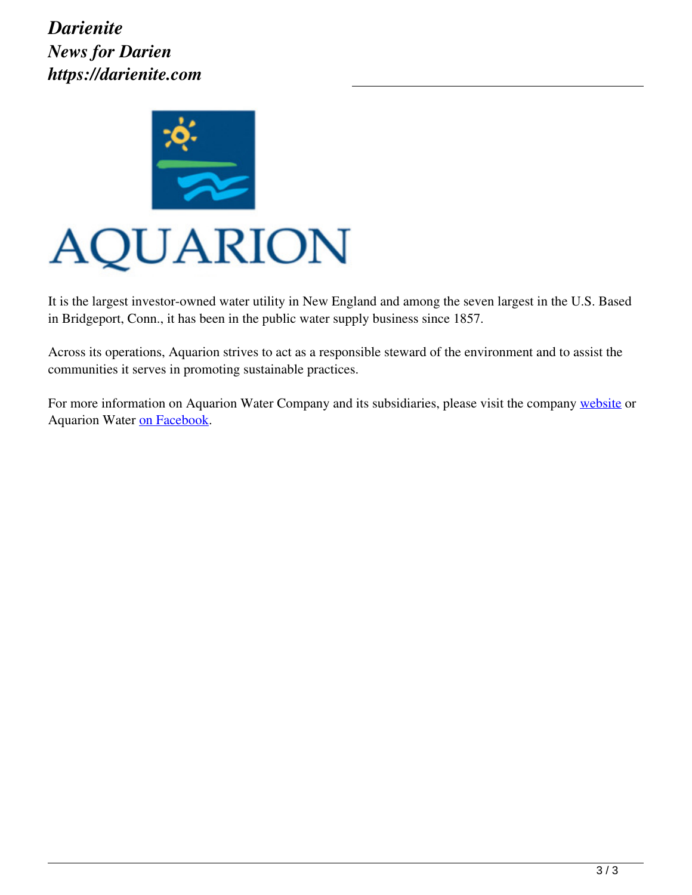It is the largest investor-owned water utility in New England and among the seven largest in the U.S. Based in Bridgeport, Conn., it has been in the public water supply business since 1857.

Across its operations, Aquarion strives to act as a responsible steward of the environment and to assist the communities it serves in promoting sustainable practices.

For more information on Aquarion Water Company and its subsidiaries, please visit the company website or Aquarion Water on Facebook.